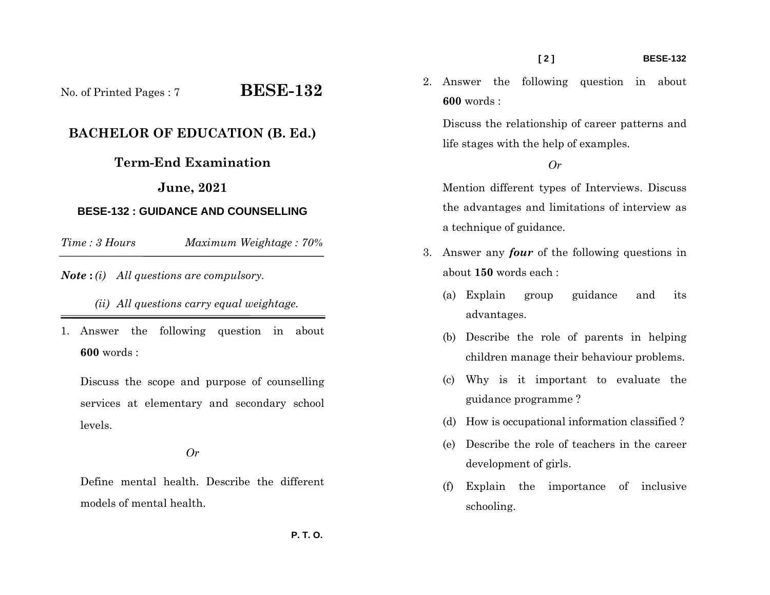No. of Printed Pages : 7

# BESE-132

## BACHELOR OF EDUCATION (B. Ed.)

### Term-End Examination

### June, 2021

### BESE-132 : GUIDANCE AND COUNSELLING

*Time : 3 Hours* *Maximum Weightage : 70%*

***Note :*** *(i) All questions are compulsory.*

*(ii) All questions carry equal weightage.*

1. Answer the following question in about **600** words :

   Discuss the scope and purpose of counselling services at elementary and secondary school levels.

   *Or*

   Define mental health. Describe the different models of mental health.

2. Answer the following question in about **600** words :

   Discuss the relationship of career patterns and life stages with the help of examples.

   *Or*

   Mention different types of Interviews. Discuss the advantages and limitations of interview as a technique of guidance.

3. Answer any ***four*** of the following questions in about **150** words each :

   (a) Explain group guidance and its advantages.

   (b) Describe the role of parents in helping children manage their behaviour problems.

   (c) Why is it important to evaluate the guidance programme ?

   (d) How is occupational information classified ?

   (e) Describe the role of teachers in the career development of girls.

   (f) Explain the importance of inclusive schooling.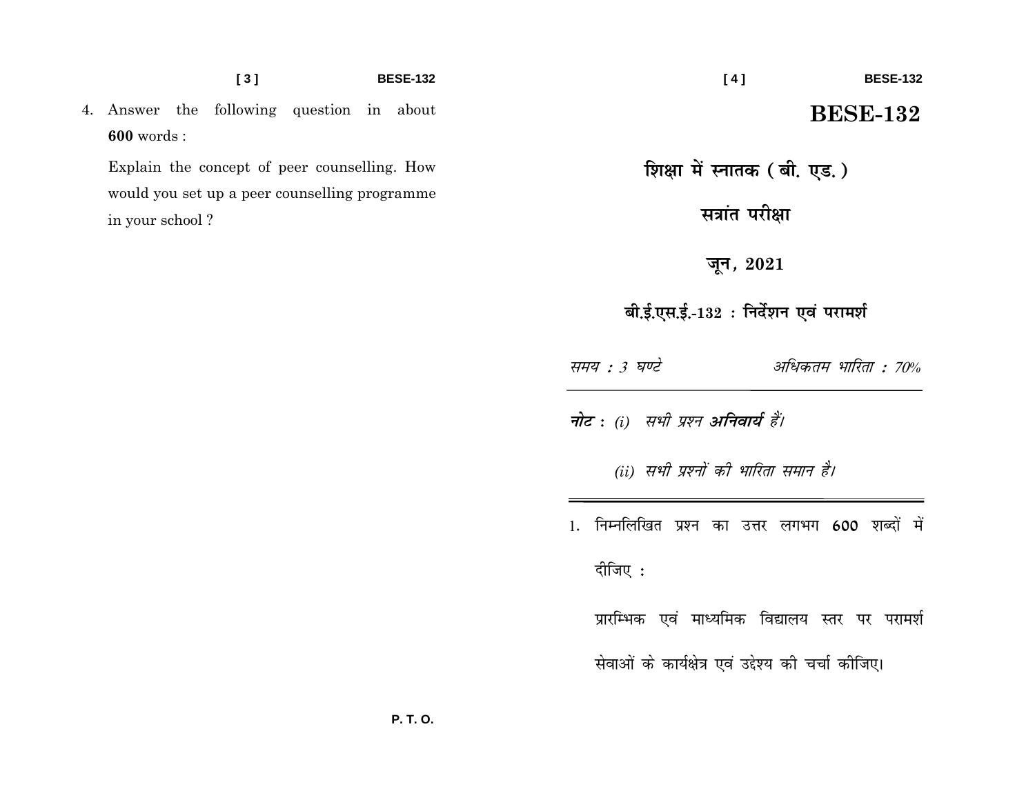4. Answer the following question in about **600** words :

   Explain the concept of peer counselling. How would you set up a peer counselling programme in your school ?

P. T. O.

# BESE-132

## शिक्षा में स्नातक ( बी. एड. )

## सत्रांत परीक्षा

## जून, 2021

### बी.ई.एस.ई.-132 : निर्देशन एवं परामर्श

*समय : 3 घण्टे* *अधिकतम भारिता : 70%*

---

***नोट :*** *(i) सभी प्रश्न **अनिवार्य** हैं।*

*(ii) सभी प्रश्नों की भारिता समान है।*

---

1. निम्नलिखित प्रश्न का उत्तर लगभग **600** शब्दों में दीजिए :

   प्रारम्भिक एवं माध्यमिक विद्यालय स्तर पर परामर्श सेवाओं के कार्यक्षेत्र एवं उद्देश्य की चर्चा कीजिए।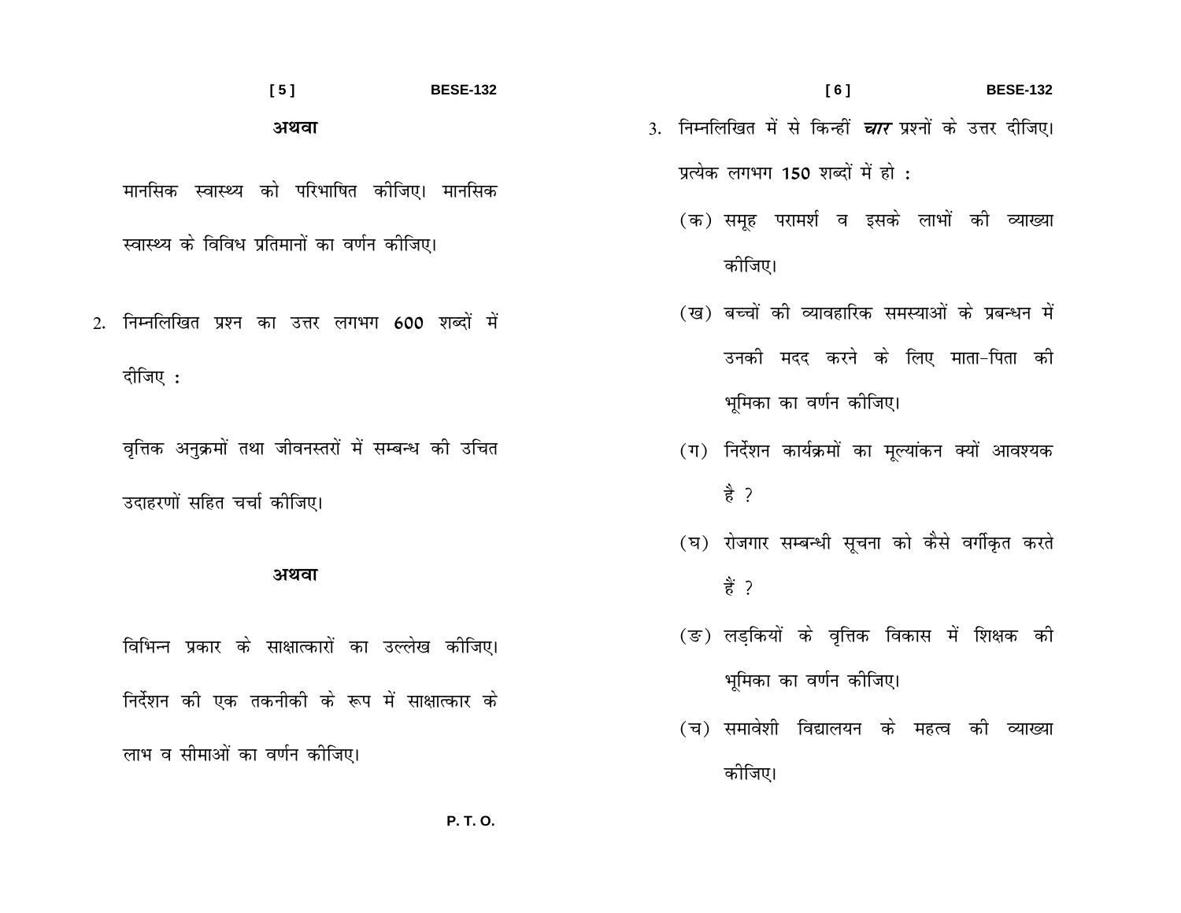**अथवा**

मानसिक स्वास्थ्य को परिभाषित कीजिए। मानसिक स्वास्थ्य के विविध प्रतिमानों का वर्णन कीजिए।

2. निम्नलिखित प्रश्न का उत्तर लगभग 600 शब्दों में दीजिए :

वृत्तिक अनुक्रमों तथा जीवनस्तरों में सम्बन्ध की उचित उदाहरणों सहित चर्चा कीजिए।

**अथवा**

विभिन्न प्रकार के साक्षात्कारों का उल्लेख कीजिए। निर्देशन की एक तकनीकी के रूप में साक्षात्कार के लाभ व सीमाओं का वर्णन कीजिए।

P. T. O.

3. निम्नलिखित में से किन्हीं ***चार*** प्रश्नों के उत्तर दीजिए। प्रत्येक लगभग 150 शब्दों में हो :

   (क) समूह परामर्श व इसके लाभों की व्याख्या कीजिए।

   (ख) बच्चों की व्यावहारिक समस्याओं के प्रबन्धन में उनकी मदद करने के लिए माता-पिता की भूमिका का वर्णन कीजिए।

   (ग) निर्देशन कार्यक्रमों का मूल्यांकन क्यों आवश्यक है ?

   (घ) रोजगार सम्बन्धी सूचना को कैसे वर्गीकृत करते हैं ?

   (ङ) लड़कियों के वृत्तिक विकास में शिक्षक की भूमिका का वर्णन कीजिए।

   (च) समावेशी विद्यालयन के महत्व की व्याख्या कीजिए।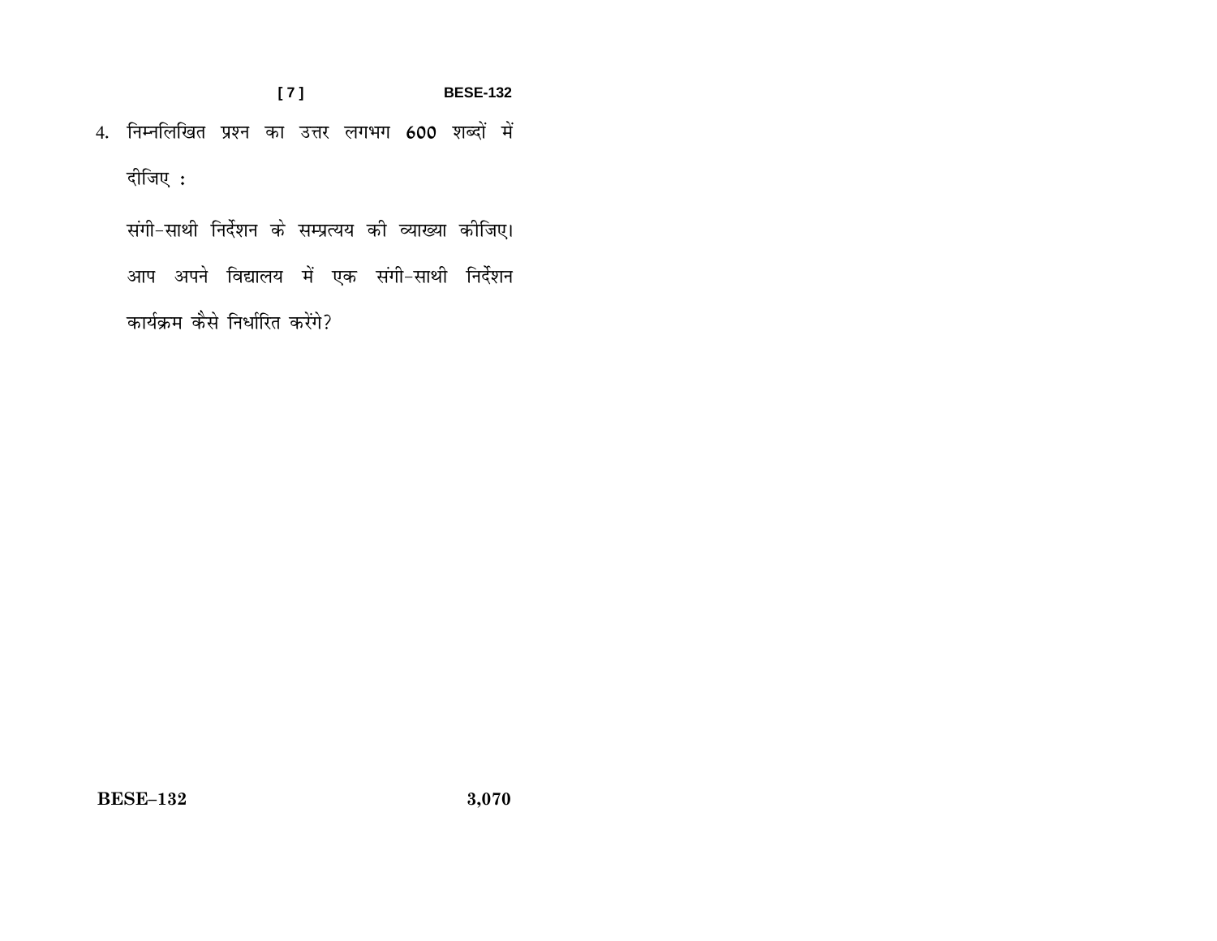4. निम्नलिखित प्रश्न का उत्तर लगभग 600 शब्दों में दीजिए :

   संगी-साथी निर्देशन के सम्प्रत्यय की व्याख्या कीजिए। आप अपने विद्यालय में एक संगी-साथी निर्देशन कार्यक्रम कैसे निर्धारित करेंगे?